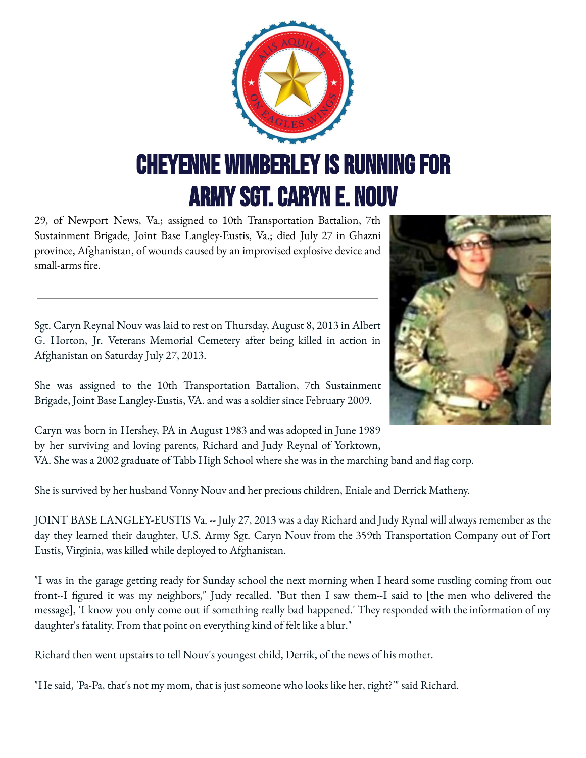# CHEYENNE WIMBERLEY IS RUNNING FOR ARMY SGT. CARYN E. NOUV

29, of Newport News, Va.; assigned to 10th Transportation Battalion, 7th Sustainment Brigade, Joint Base Langley-Eustis, Va.; died July 27 in Ghazni province, Afghanistan, of wounds caused by an improvised explosive device and small-arms fire.

---

Sgt. Caryn Reynal Nouv was laid to rest on Thursday, August 8, 2013 in Albert G. Horton, Jr. Veterans Memorial Cemetery after being killed in action in Afghanistan on Saturday July 27, 2013.

She was assigned to the 10th Transportation Battalion, 7th Sustainment Brigade, Joint Base Langley-Eustis, VA. and was a soldier since February 2009.

Caryn was born in Hershey, PA in August 1983 and was adopted in June 1989 by her surviving and loving parents, Richard and Judy Reynal of Yorktown, VA. She was a 2002 graduate of Tabb High School where she was in the marching band and flag corp.

She is survived by her husband Vonny Nouv and her precious children, Eniale and Derrick Matheny.

JOINT BASE LANGLEY-EUSTIS Va. -- July 27, 2013 was a day Richard and Judy Rynal will always remember as the day they learned their daughter, U.S. Army Sgt. Caryn Nouv from the 359th Transportation Company out of Fort Eustis, Virginia, was killed while deployed to Afghanistan.

"I was in the garage getting ready for Sunday school the next morning when I heard some rustling coming from out front--I figured it was my neighbors," Judy recalled. "But then I saw them--I said to [the men who delivered the message], 'I know you only come out if something really bad happened.' They responded with the information of my daughter's fatality. From that point on everything kind of felt like a blur."

Richard then went upstairs to tell Nouv's youngest child, Derrik, of the news of his mother.

"He said, 'Pa-Pa, that's not my mom, that is just someone who looks like her, right?'" said Richard.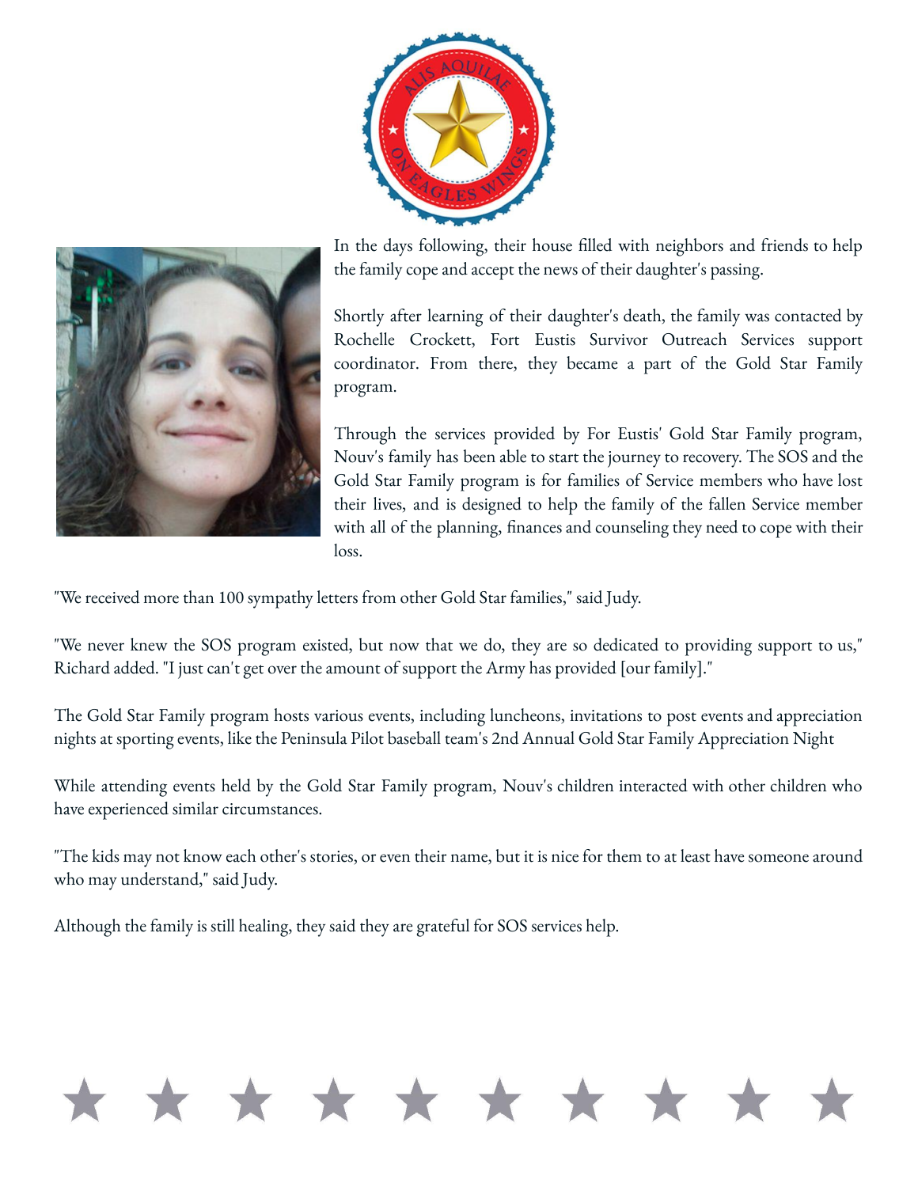In the days following, their house filled with neighbors and friends to help the family cope and accept the news of their daughter's passing.

Shortly after learning of their daughter's death, the family was contacted by Rochelle Crockett, Fort Eustis Survivor Outreach Services support coordinator. From there, they became a part of the Gold Star Family program.

Through the services provided by For Eustis' Gold Star Family program, Nouv's family has been able to start the journey to recovery. The SOS and the Gold Star Family program is for families of Service members who have lost their lives, and is designed to help the family of the fallen Service member with all of the planning, finances and counseling they need to cope with their loss.

"We received more than 100 sympathy letters from other Gold Star families," said Judy.

"We never knew the SOS program existed, but now that we do, they are so dedicated to providing support to us," Richard added. "I just can't get over the amount of support the Army has provided [our family]."

The Gold Star Family program hosts various events, including luncheons, invitations to post events and appreciation nights at sporting events, like the Peninsula Pilot baseball team's 2nd Annual Gold Star Family Appreciation Night

While attending events held by the Gold Star Family program, Nouv's children interacted with other children who have experienced similar circumstances.

"The kids may not know each other's stories, or even their name, but it is nice for them to at least have someone around who may understand," said Judy.

Although the family is still healing, they said they are grateful for SOS services help.